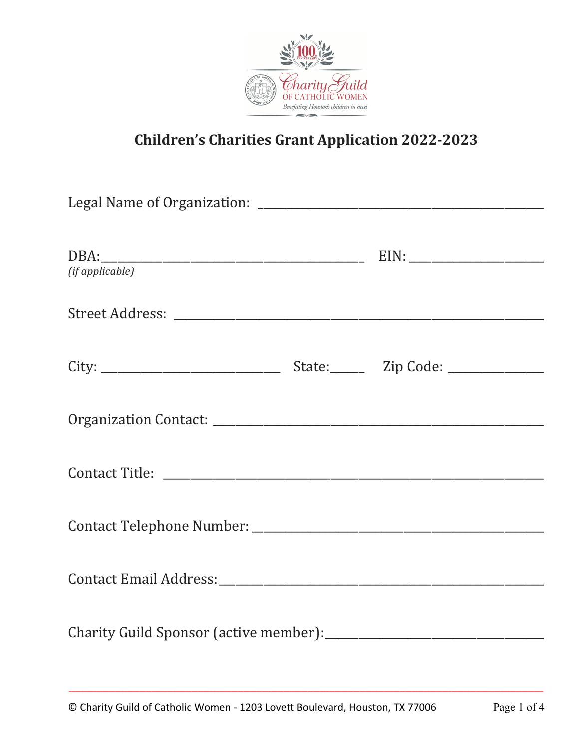# Children's Charities Grant Application 2022-2023

Legal Name of Organization: _______________________________________________

DBA: ___________________________________________ EIN: ______________________
*(if applicable)*

Street Address: ___________________________________________________________

City: ______________________________ State: _____ Zip Code: ________________

Organization Contact: ______________________________________________________

Contact Title: ____________________________________________________________

Contact Telephone Number: _________________________________________________

Contact Email Address: _____________________________________________________

Charity Guild Sponsor (active member): ______________________________________

© Charity Guild of Catholic Women - 1203 Lovett Boulevard, Houston, TX 77006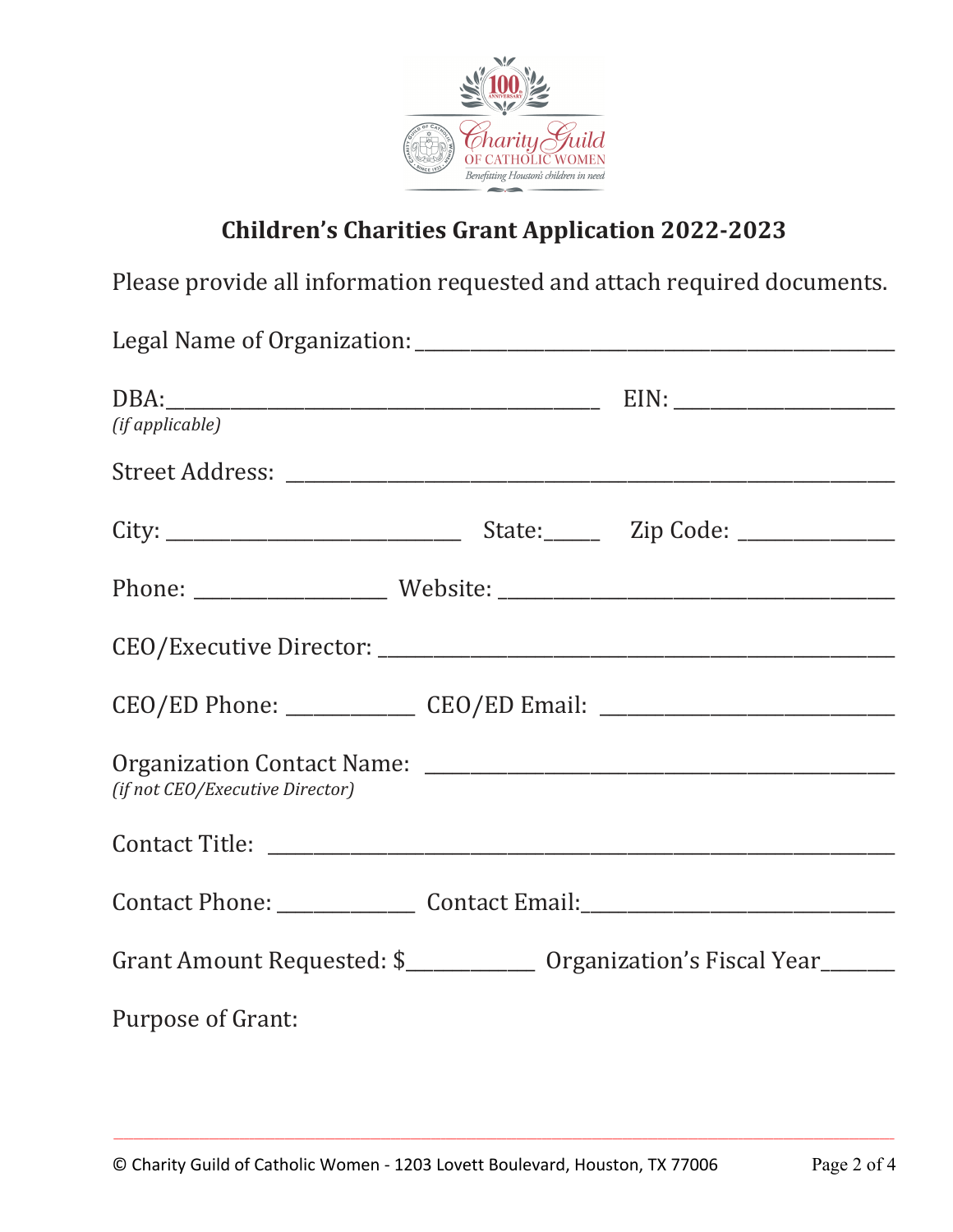# Children's Charities Grant Application 2022-2023

Please provide all information requested and attach required documents.

Legal Name of Organization: ___________________________________________

DBA: ________________________________________ EIN: ____________________
*(if applicable)*

Street Address: ________________________________________________________

City: ___________________________ State: _____ Zip Code: ______________

Phone: __________________ Website: ____________________________________

CEO/Executive Director: ________________________________________________

CEO/ED Phone: ____________ CEO/ED Email: ___________________________

Organization Contact Name: ____________________________________________
*(if not CEO/Executive Director)*

Contact Title: ___________________________________________________________

Contact Phone: _____________ Contact Email: _____________________________

Grant Amount Requested: $____________ Organization's Fiscal Year_______

Purpose of Grant:

© Charity Guild of Catholic Women - 1203 Lovett Boulevard, Houston, TX 77006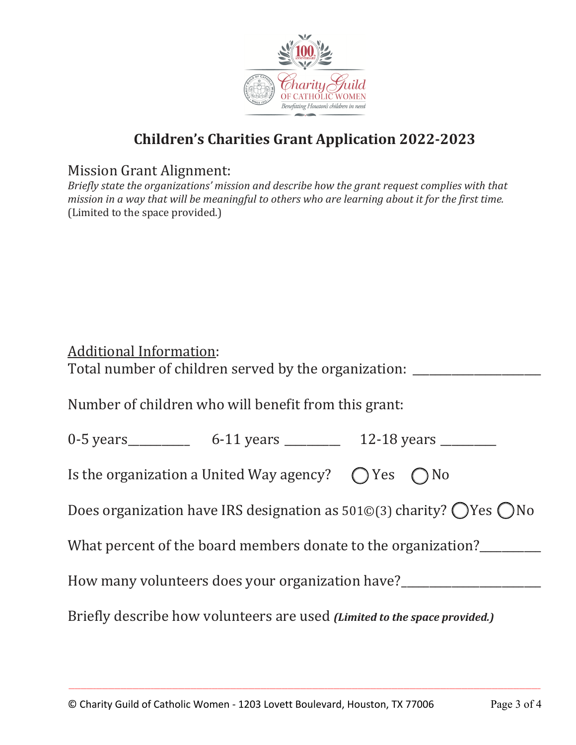# Children's Charities Grant Application 2022-2023

Mission Grant Alignment:

*Briefly state the organizations' mission and describe how the grant request complies with that mission in a way that will be meaningful to others who are learning about it for the first time.* (Limited to the space provided.)

Additional Information:

Total number of children served by the organization: ____________________

Number of children who will benefit from this grant:

0-5 years__________ 6-11 years _________ 12-18 years _________

Is the organization a United Way agency? ◯ Yes ◯ No

Does organization have IRS designation as 501©(3) charity? ◯Yes ◯No

What percent of the board members donate to the organization?__________

How many volunteers does your organization have?______________________

Briefly describe how volunteers are used ***(Limited to the space provided.)***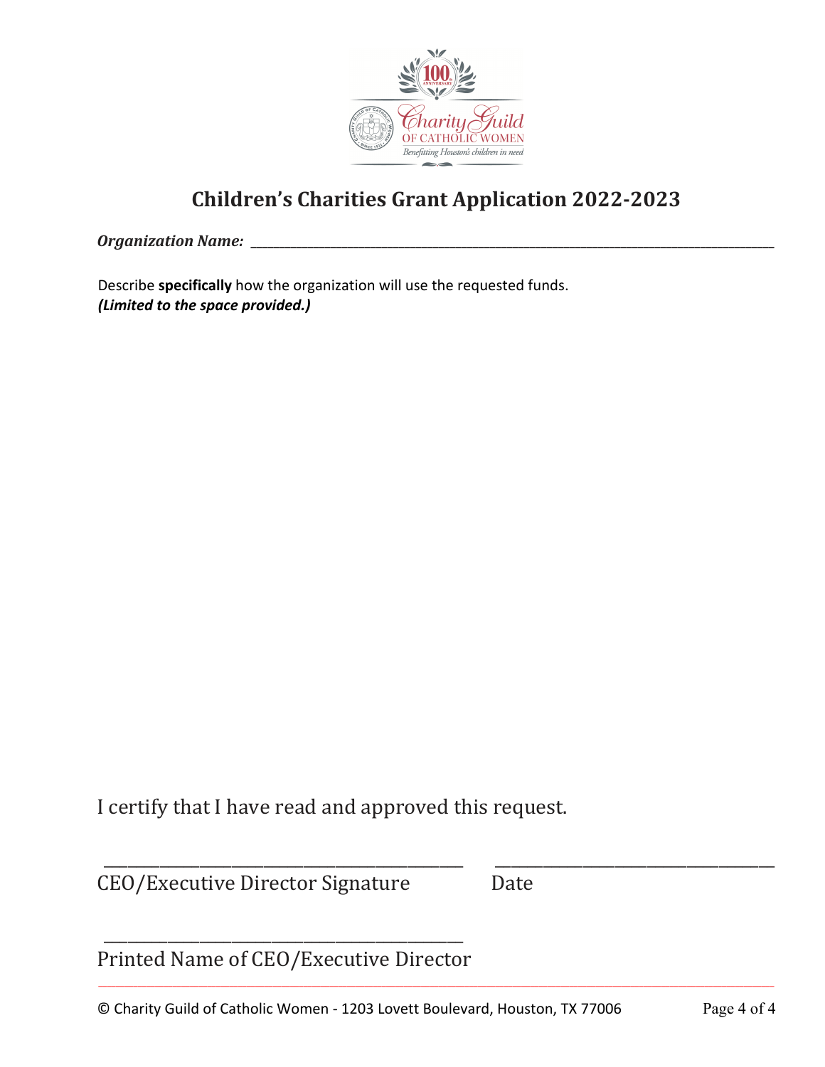# Children's Charities Grant Application 2022-2023

***Organization Name:*** ___________________________________________________________________________

Describe **specifically** how the organization will use the requested funds.
***(Limited to the space provided.)***

I certify that I have read and approved this request.

_____________________________________________ _____________________________

CEO/Executive Director Signature Date

_____________________________________________

Printed Name of CEO/Executive Director

© Charity Guild of Catholic Women - 1203 Lovett Boulevard, Houston, TX 77006